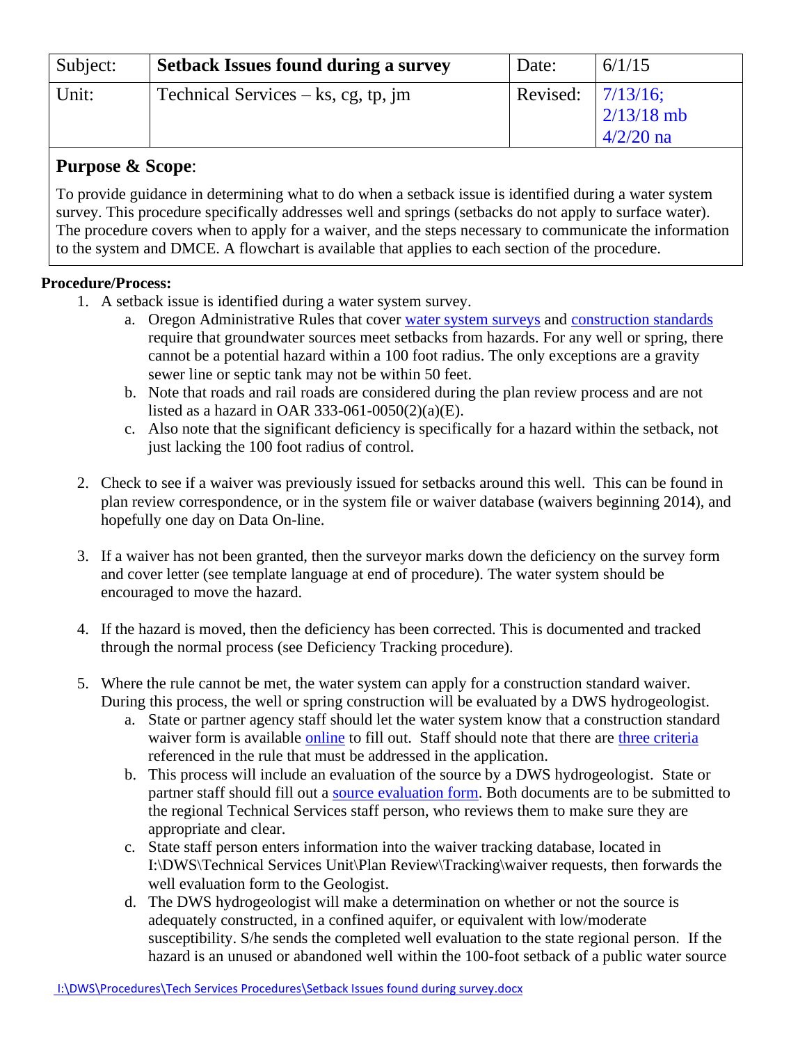| Subject: | **Setback Issues found during a survey** | Date: | 6/1/15 |
| --- | --- | --- | --- |
| Unit: | Technical Services – ks, cg, tp, jm | Revised: | 7/13/16; 2/13/18 mb 4/2/20 na |

## Purpose & Scope:

To provide guidance in determining what to do when a setback issue is identified during a water system survey. This procedure specifically addresses well and springs (setbacks do not apply to surface water). The procedure covers when to apply for a waiver, and the steps necessary to communicate the information to the system and DMCE. A flowchart is available that applies to each section of the procedure.

**Procedure/Process:**

1. A setback issue is identified during a water system survey.
   a. Oregon Administrative Rules that cover water system surveys and construction standards require that groundwater sources meet setbacks from hazards. For any well or spring, there cannot be a potential hazard within a 100 foot radius. The only exceptions are a gravity sewer line or septic tank may not be within 50 feet.
   b. Note that roads and rail roads are considered during the plan review process and are not listed as a hazard in OAR 333-061-0050(2)(a)(E).
   c. Also note that the significant deficiency is specifically for a hazard within the setback, not just lacking the 100 foot radius of control.

2. Check to see if a waiver was previously issued for setbacks around this well. This can be found in plan review correspondence, or in the system file or waiver database (waivers beginning 2014), and hopefully one day on Data On-line.

3. If a waiver has not been granted, then the surveyor marks down the deficiency on the survey form and cover letter (see template language at end of procedure). The water system should be encouraged to move the hazard.

4. If the hazard is moved, then the deficiency has been corrected. This is documented and tracked through the normal process (see Deficiency Tracking procedure).

5. Where the rule cannot be met, the water system can apply for a construction standard waiver. During this process, the well or spring construction will be evaluated by a DWS hydrogeologist.
   a. State or partner agency staff should let the water system know that a construction standard waiver form is available online to fill out. Staff should note that there are three criteria referenced in the rule that must be addressed in the application.
   b. This process will include an evaluation of the source by a DWS hydrogeologist. State or partner staff should fill out a source evaluation form. Both documents are to be submitted to the regional Technical Services staff person, who reviews them to make sure they are appropriate and clear.
   c. State staff person enters information into the waiver tracking database, located in I:\DWS\Technical Services Unit\Plan Review\Tracking\waiver requests, then forwards the well evaluation form to the Geologist.
   d. The DWS hydrogeologist will make a determination on whether or not the source is adequately constructed, in a confined aquifer, or equivalent with low/moderate susceptibility. S/he sends the completed well evaluation to the state regional person. If the hazard is an unused or abandoned well within the 100-foot setback of a public water source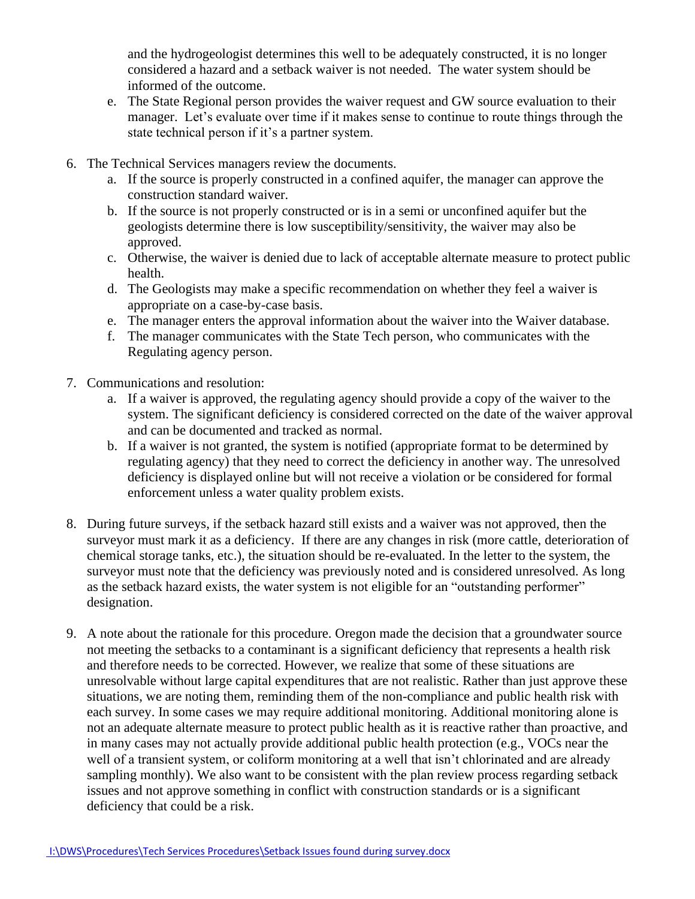and the hydrogeologist determines this well to be adequately constructed, it is no longer considered a hazard and a setback waiver is not needed. The water system should be informed of the outcome.

e. The State Regional person provides the waiver request and GW source evaluation to their manager. Let's evaluate over time if it makes sense to continue to route things through the state technical person if it's a partner system.

6. The Technical Services managers review the documents.
   a. If the source is properly constructed in a confined aquifer, the manager can approve the construction standard waiver.
   b. If the source is not properly constructed or is in a semi or unconfined aquifer but the geologists determine there is low susceptibility/sensitivity, the waiver may also be approved.
   c. Otherwise, the waiver is denied due to lack of acceptable alternate measure to protect public health.
   d. The Geologists may make a specific recommendation on whether they feel a waiver is appropriate on a case-by-case basis.
   e. The manager enters the approval information about the waiver into the Waiver database.
   f. The manager communicates with the State Tech person, who communicates with the Regulating agency person.

7. Communications and resolution:
   a. If a waiver is approved, the regulating agency should provide a copy of the waiver to the system. The significant deficiency is considered corrected on the date of the waiver approval and can be documented and tracked as normal.
   b. If a waiver is not granted, the system is notified (appropriate format to be determined by regulating agency) that they need to correct the deficiency in another way. The unresolved deficiency is displayed online but will not receive a violation or be considered for formal enforcement unless a water quality problem exists.

8. During future surveys, if the setback hazard still exists and a waiver was not approved, then the surveyor must mark it as a deficiency. If there are any changes in risk (more cattle, deterioration of chemical storage tanks, etc.), the situation should be re-evaluated. In the letter to the system, the surveyor must note that the deficiency was previously noted and is considered unresolved. As long as the setback hazard exists, the water system is not eligible for an "outstanding performer" designation.

9. A note about the rationale for this procedure. Oregon made the decision that a groundwater source not meeting the setbacks to a contaminant is a significant deficiency that represents a health risk and therefore needs to be corrected. However, we realize that some of these situations are unresolvable without large capital expenditures that are not realistic. Rather than just approve these situations, we are noting them, reminding them of the non-compliance and public health risk with each survey. In some cases we may require additional monitoring. Additional monitoring alone is not an adequate alternate measure to protect public health as it is reactive rather than proactive, and in many cases may not actually provide additional public health protection (e.g., VOCs near the well of a transient system, or coliform monitoring at a well that isn't chlorinated and are already sampling monthly). We also want to be consistent with the plan review process regarding setback issues and not approve something in conflict with construction standards or is a significant deficiency that could be a risk.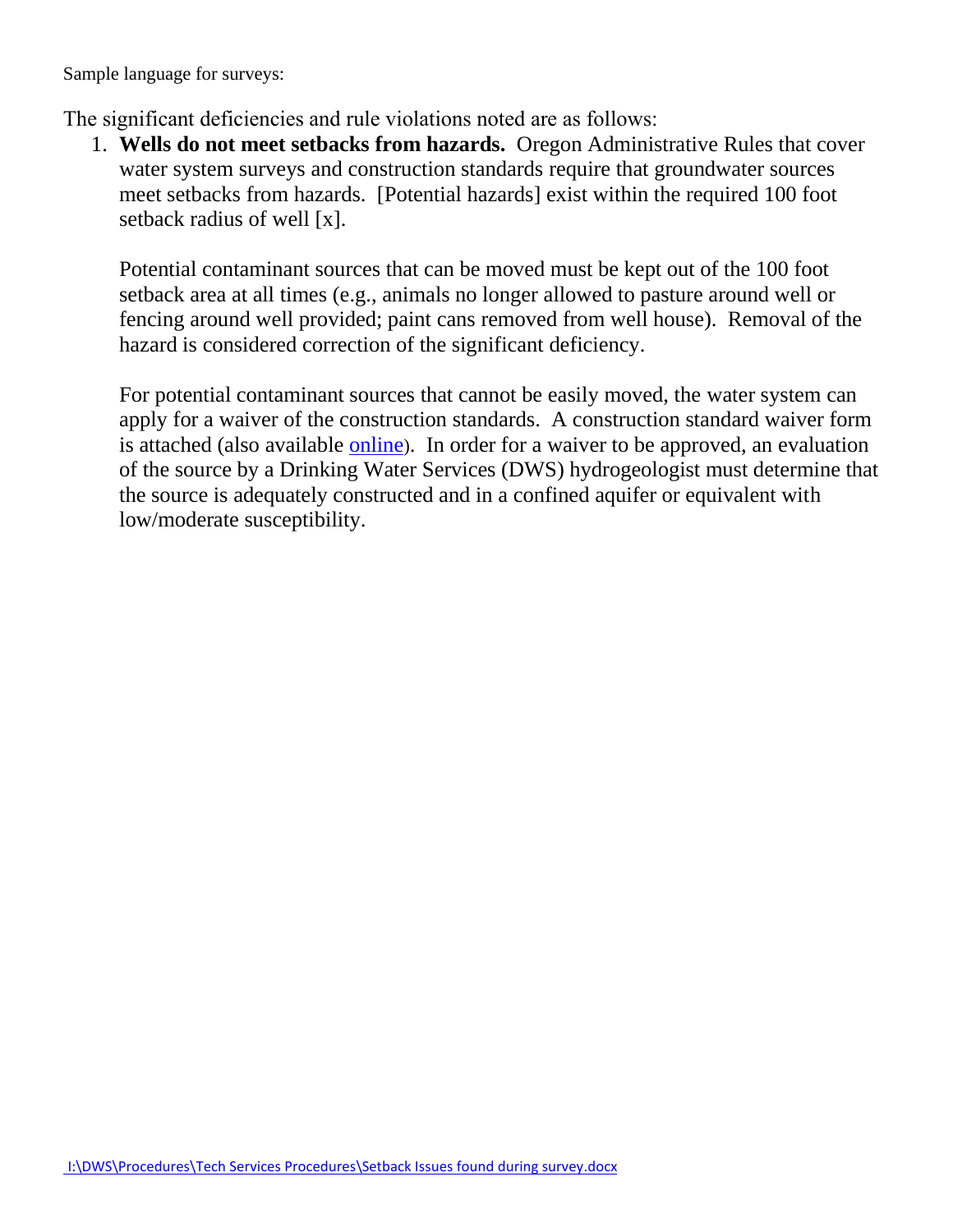Sample language for surveys:

The significant deficiencies and rule violations noted are as follows:

1. **Wells do not meet setbacks from hazards.** Oregon Administrative Rules that cover water system surveys and construction standards require that groundwater sources meet setbacks from hazards. [Potential hazards] exist within the required 100 foot setback radius of well [x].

   Potential contaminant sources that can be moved must be kept out of the 100 foot setback area at all times (e.g., animals no longer allowed to pasture around well or fencing around well provided; paint cans removed from well house). Removal of the hazard is considered correction of the significant deficiency.

   For potential contaminant sources that cannot be easily moved, the water system can apply for a waiver of the construction standards. A construction standard waiver form is attached (also available online). In order for a waiver to be approved, an evaluation of the source by a Drinking Water Services (DWS) hydrogeologist must determine that the source is adequately constructed and in a confined aquifer or equivalent with low/moderate susceptibility.

I:\DWS\Procedures\Tech Services Procedures\Setback Issues found during survey.docx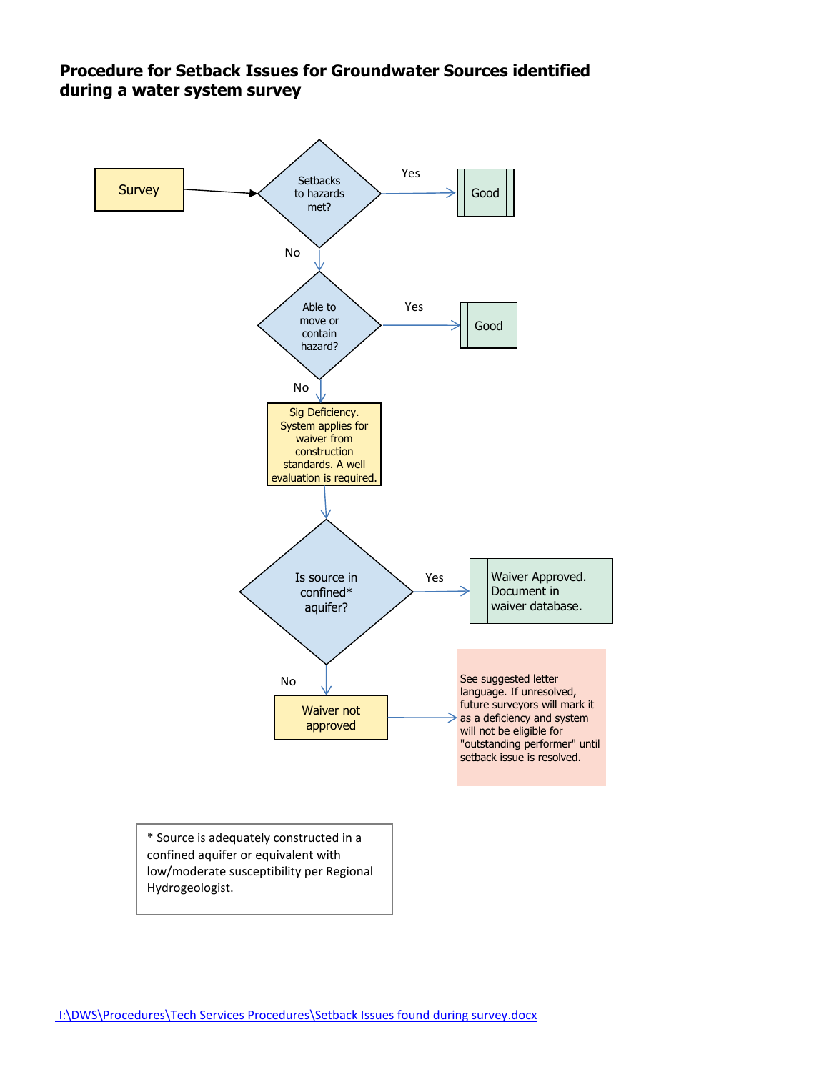# Procedure for Setback Issues for Groundwater Sources identified during a water system survey

Survey

Setbacks to hazards met?

Yes

Good

No

Able to move or contain hazard?

Yes

Good

No

Sig Deficiency. System applies for waiver from construction standards. A well evaluation is required.

Is source in confined* aquifer?

Yes

Waiver Approved. Document in waiver database.

No

Waiver not approved

See suggested letter language. If unresolved, future surveyors will mark it as a deficiency and system will not be eligible for "outstanding performer" until setback issue is resolved.

* Source is adequately constructed in a confined aquifer or equivalent with low/moderate susceptibility per Regional Hydrogeologist.

I:\DWS\Procedures\Tech Services Procedures\Setback Issues found during survey.docx